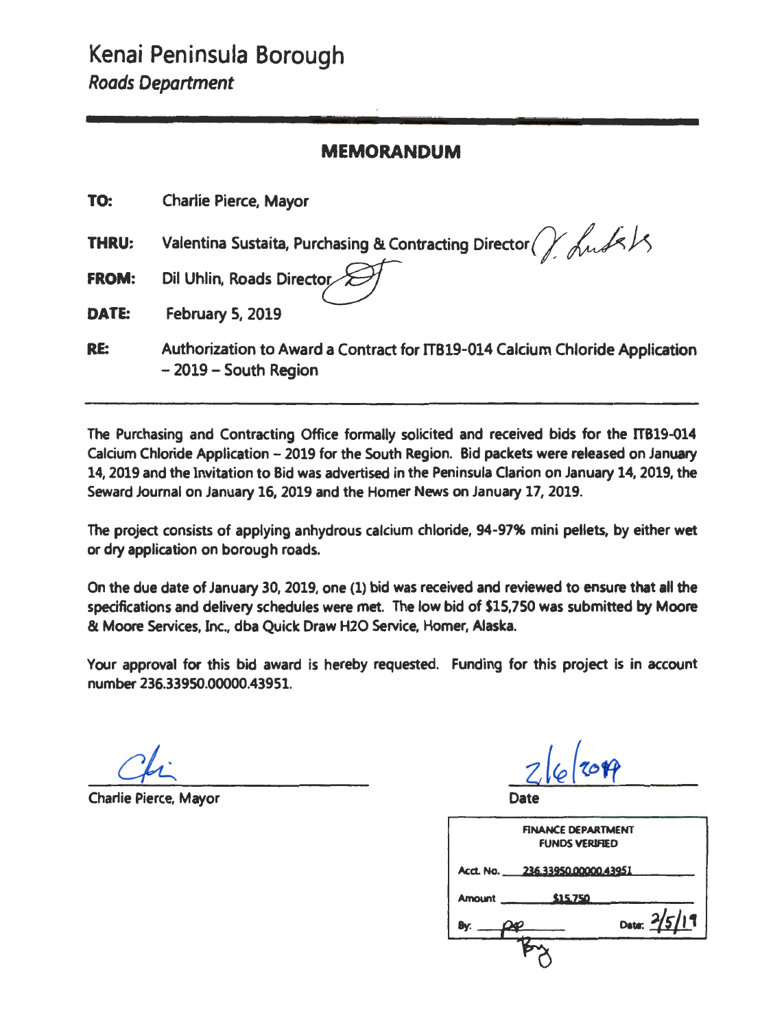# Kenai Peninsula Borough

*Roads Department*

## MEMORANDUM

**TO:** Charlie Pierce, Mayor

**THRU:** Valentina Sustaita, Purchasing & Contracting Director

**FROM:** Dil Uhlin, Roads Director

**DATE:** February 5, 2019

**RE:** Authorization to Award a Contract for ITB19-014 Calcium Chloride Application – 2019 – South Region

---

The Purchasing and Contracting Office formally solicited and received bids for the ITB19-014 Calcium Chloride Application – 2019 for the South Region. Bid packets were released on January 14, 2019 and the Invitation to Bid was advertised in the Peninsula Clarion on January 14, 2019, the Seward Journal on January 16, 2019 and the Homer News on January 17, 2019.

The project consists of applying anhydrous calcium chloride, 94-97% mini pellets, by either wet or dry application on borough roads.

On the due date of January 30, 2019, one (1) bid was received and reviewed to ensure that all the specifications and delivery schedules were met. The low bid of $15,750 was submitted by Moore & Moore Services, Inc., dba Quick Draw H2O Service, Homer, Alaska.

Your approval for this bid award is hereby requested. Funding for this project is in account number 236.33950.00000.43951.

Charlie Pierce, Mayor

2/6/2019

Date

**FINANCE DEPARTMENT**
**FUNDS VERIFIED**

Acct. No. 236.33950.00000.43951

Amount $15,750

By: PP Date: 2/5/19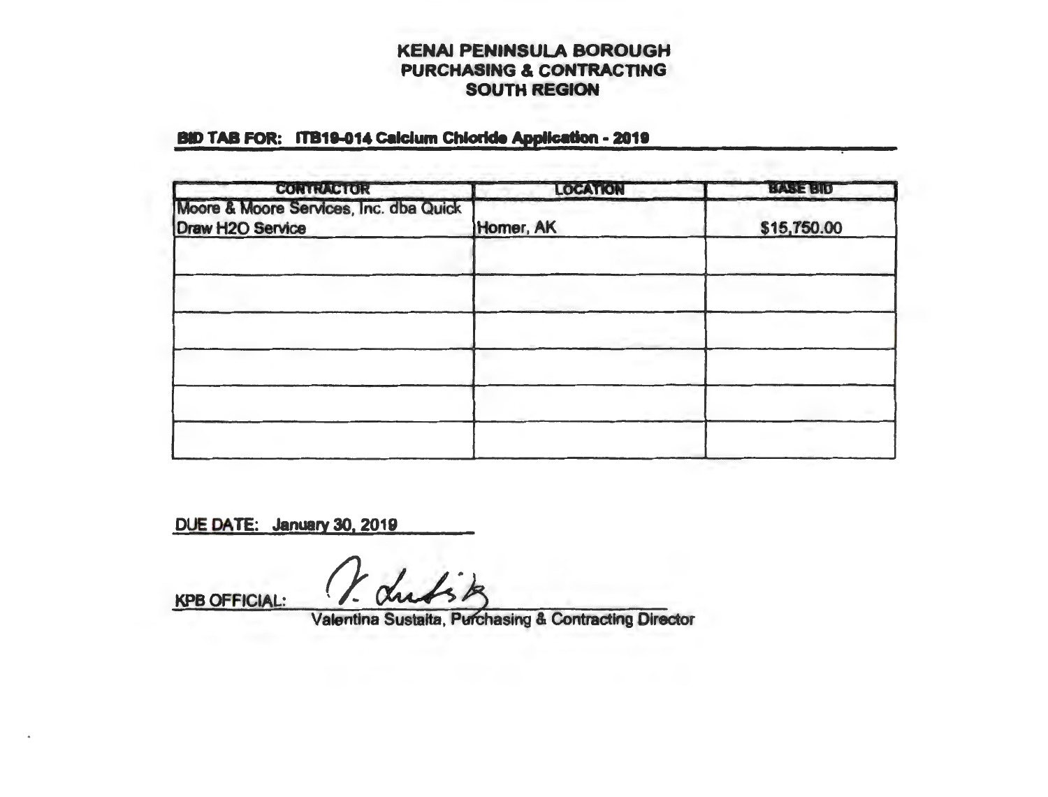# KENAI PENINSULA BOROUGH
## PURCHASING & CONTRACTING
## SOUTH REGION

**BID TAB FOR: ITB19-014 Calcium Chloride Application - 2019**

| CONTRACTOR | LOCATION | BASE BID |
|---|---|---|
| Moore & Moore Services, Inc. dba Quick Draw H2O Service | Homer, AK | $15,750.00 |
| | | |
| | | |
| | | |
| | | |
| | | |
| | | |

**DUE DATE: January 30, 2019**

**KPB OFFICIAL:** V. Sustaita

Valentina Sustaita, Purchasing & Contracting Director